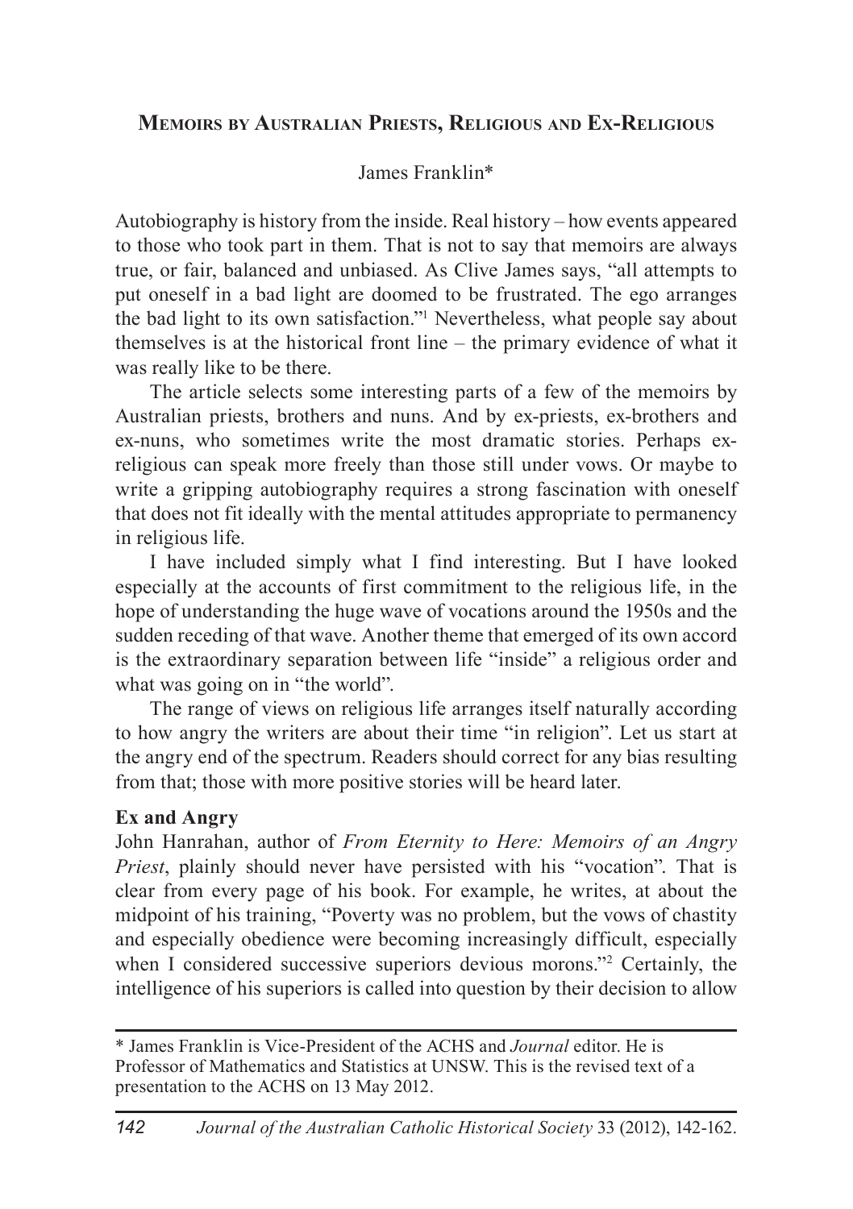## Memoirs by Australian Priests, Religious and Ex-Religious

James Franklin*

Autobiography is history from the inside. Real history – how events appeared to those who took part in them. That is not to say that memoirs are always true, or fair, balanced and unbiased. As Clive James says, "all attempts to put oneself in a bad light are doomed to be frustrated. The ego arranges the bad light to its own satisfaction."[1] Nevertheless, what people say about themselves is at the historical front line – the primary evidence of what it was really like to be there.

The article selects some interesting parts of a few of the memoirs by Australian priests, brothers and nuns. And by ex-priests, ex-brothers and ex-nuns, who sometimes write the most dramatic stories. Perhaps ex-religious can speak more freely than those still under vows. Or maybe to write a gripping autobiography requires a strong fascination with oneself that does not fit ideally with the mental attitudes appropriate to permanency in religious life.

I have included simply what I find interesting. But I have looked especially at the accounts of first commitment to the religious life, in the hope of understanding the huge wave of vocations around the 1950s and the sudden receding of that wave. Another theme that emerged of its own accord is the extraordinary separation between life "inside" a religious order and what was going on in "the world".

The range of views on religious life arranges itself naturally according to how angry the writers are about their time "in religion". Let us start at the angry end of the spectrum. Readers should correct for any bias resulting from that; those with more positive stories will be heard later.

### Ex and Angry

John Hanrahan, author of *From Eternity to Here: Memoirs of an Angry Priest*, plainly should never have persisted with his "vocation". That is clear from every page of his book. For example, he writes, at about the midpoint of his training, "Poverty was no problem, but the vows of chastity and especially obedience were becoming increasingly difficult, especially when I considered successive superiors devious morons."[2] Certainly, the intelligence of his superiors is called into question by their decision to allow

---

\* James Franklin is Vice-President of the ACHS and *Journal* editor. He is Professor of Mathematics and Statistics at UNSW. This is the revised text of a presentation to the ACHS on 13 May 2012.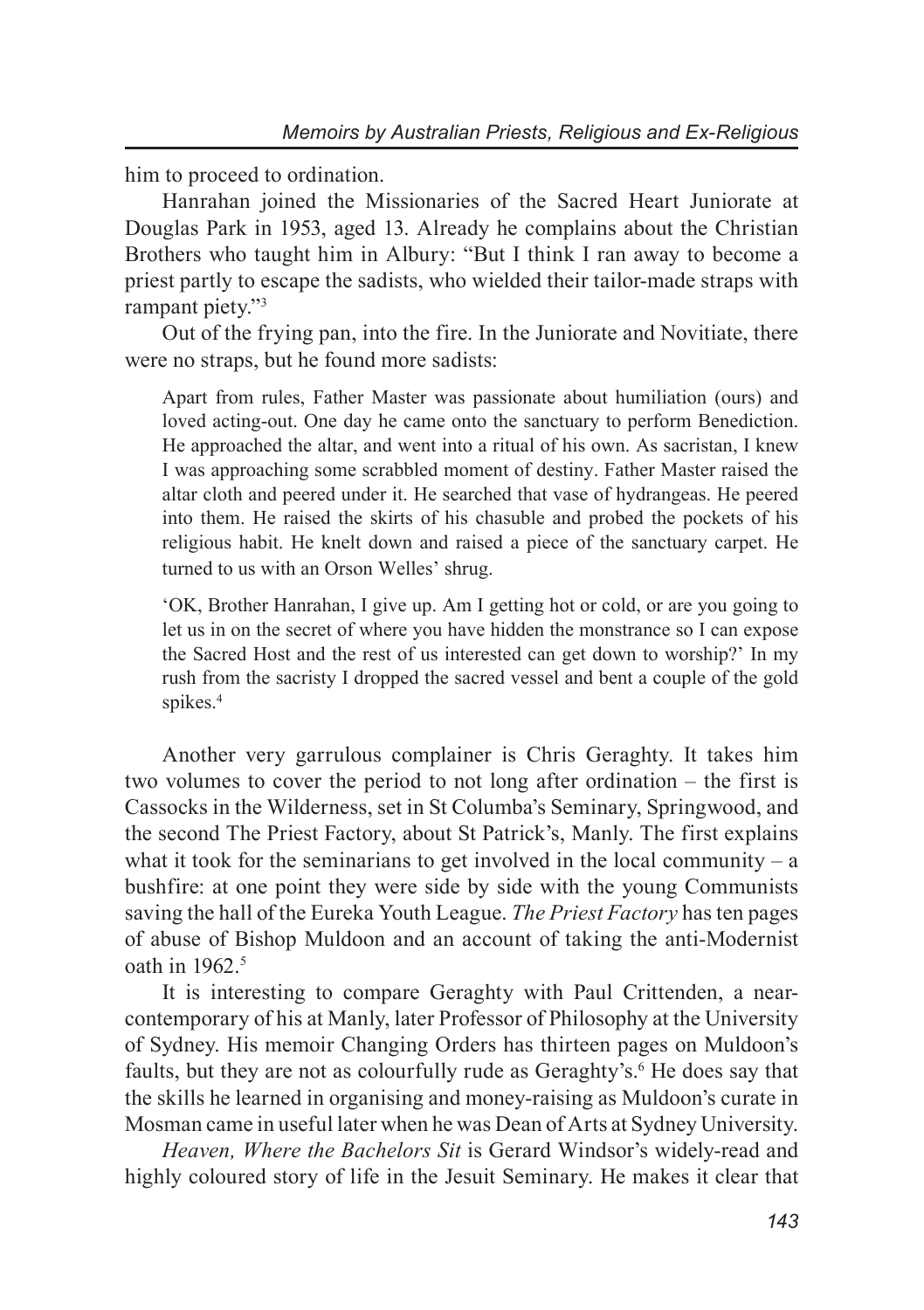him to proceed to ordination.

Hanrahan joined the Missionaries of the Sacred Heart Juniorate at Douglas Park in 1953, aged 13. Already he complains about the Christian Brothers who taught him in Albury: "But I think I ran away to become a priest partly to escape the sadists, who wielded their tailor-made straps with rampant piety."[3]

Out of the frying pan, into the fire. In the Juniorate and Novitiate, there were no straps, but he found more sadists:

> Apart from rules, Father Master was passionate about humiliation (ours) and loved acting-out. One day he came onto the sanctuary to perform Benediction. He approached the altar, and went into a ritual of his own. As sacristan, I knew I was approaching some scrabbled moment of destiny. Father Master raised the altar cloth and peered under it. He searched that vase of hydrangeas. He peered into them. He raised the skirts of his chasuble and probed the pockets of his religious habit. He knelt down and raised a piece of the sanctuary carpet. He turned to us with an Orson Welles' shrug.
>
> 'OK, Brother Hanrahan, I give up. Am I getting hot or cold, or are you going to let us in on the secret of where you have hidden the monstrance so I can expose the Sacred Host and the rest of us interested can get down to worship?' In my rush from the sacristy I dropped the sacred vessel and bent a couple of the gold spikes.[4]

Another very garrulous complainer is Chris Geraghty. It takes him two volumes to cover the period to not long after ordination – the first is Cassocks in the Wilderness, set in St Columba's Seminary, Springwood, and the second The Priest Factory, about St Patrick's, Manly. The first explains what it took for the seminarians to get involved in the local community – a bushfire: at one point they were side by side with the young Communists saving the hall of the Eureka Youth League. *The Priest Factory* has ten pages of abuse of Bishop Muldoon and an account of taking the anti-Modernist oath in 1962.[5]

It is interesting to compare Geraghty with Paul Crittenden, a near-contemporary of his at Manly, later Professor of Philosophy at the University of Sydney. His memoir Changing Orders has thirteen pages on Muldoon's faults, but they are not as colourfully rude as Geraghty's.[6] He does say that the skills he learned in organising and money-raising as Muldoon's curate in Mosman came in useful later when he was Dean of Arts at Sydney University.

*Heaven, Where the Bachelors Sit* is Gerard Windsor's widely-read and highly coloured story of life in the Jesuit Seminary. He makes it clear that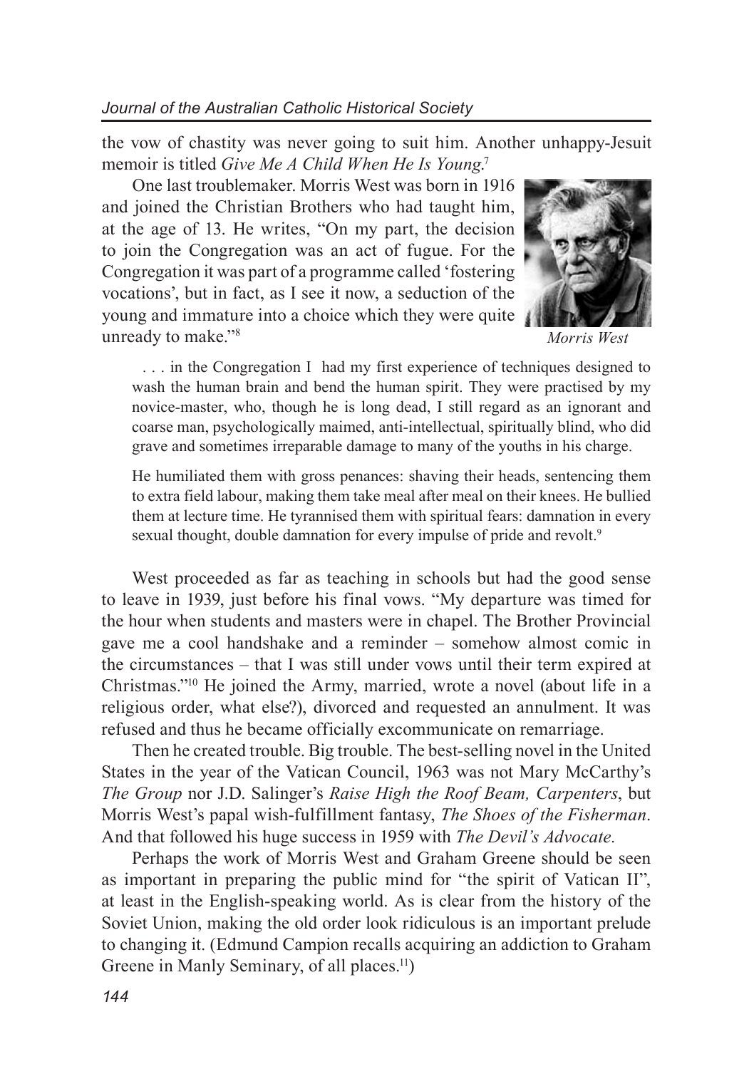the vow of chastity was never going to suit him. Another unhappy-Jesuit memoir is titled *Give Me A Child When He Is Young*.[7]

One last troublemaker. Morris West was born in 1916 and joined the Christian Brothers who had taught him, at the age of 13. He writes, "On my part, the decision to join the Congregation was an act of fugue. For the Congregation it was part of a programme called 'fostering vocations', but in fact, as I see it now, a seduction of the young and immature into a choice which they were quite unready to make."[8]

*Morris West*

> . . . in the Congregation I had my first experience of techniques designed to wash the human brain and bend the human spirit. They were practised by my novice-master, who, though he is long dead, I still regard as an ignorant and coarse man, psychologically maimed, anti-intellectual, spiritually blind, who did grave and sometimes irreparable damage to many of the youths in his charge.
>
> He humiliated them with gross penances: shaving their heads, sentencing them to extra field labour, making them take meal after meal on their knees. He bullied them at lecture time. He tyrannised them with spiritual fears: damnation in every sexual thought, double damnation for every impulse of pride and revolt.[9]

West proceeded as far as teaching in schools but had the good sense to leave in 1939, just before his final vows. "My departure was timed for the hour when students and masters were in chapel. The Brother Provincial gave me a cool handshake and a reminder – somehow almost comic in the circumstances – that I was still under vows until their term expired at Christmas."[10] He joined the Army, married, wrote a novel (about life in a religious order, what else?), divorced and requested an annulment. It was refused and thus he became officially excommunicate on remarriage.

Then he created trouble. Big trouble. The best-selling novel in the United States in the year of the Vatican Council, 1963 was not Mary McCarthy's *The Group* nor J.D. Salinger's *Raise High the Roof Beam, Carpenters*, but Morris West's papal wish-fulfillment fantasy, *The Shoes of the Fisherman*. And that followed his huge success in 1959 with *The Devil's Advocate.*

Perhaps the work of Morris West and Graham Greene should be seen as important in preparing the public mind for "the spirit of Vatican II", at least in the English-speaking world. As is clear from the history of the Soviet Union, making the old order look ridiculous is an important prelude to changing it. (Edmund Campion recalls acquiring an addiction to Graham Greene in Manly Seminary, of all places.[11])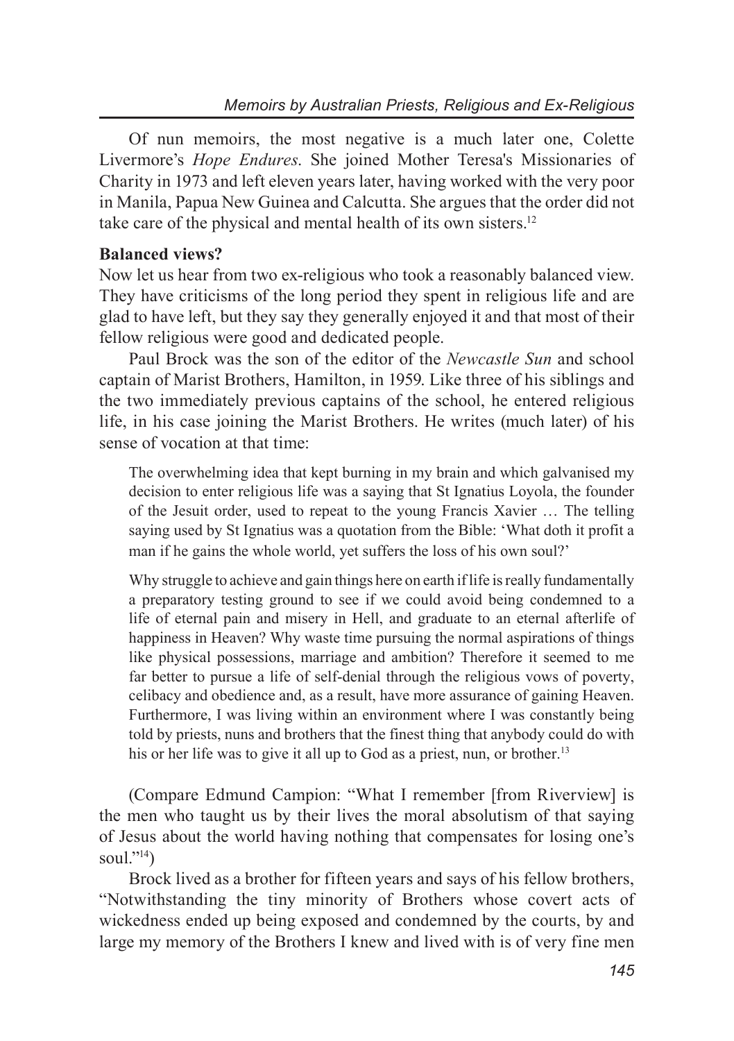Of nun memoirs, the most negative is a much later one, Colette Livermore's *Hope Endures*. She joined Mother Teresa's Missionaries of Charity in 1973 and left eleven years later, having worked with the very poor in Manila, Papua New Guinea and Calcutta. She argues that the order did not take care of the physical and mental health of its own sisters.[12]

**Balanced views?**

Now let us hear from two ex-religious who took a reasonably balanced view. They have criticisms of the long period they spent in religious life and are glad to have left, but they say they generally enjoyed it and that most of their fellow religious were good and dedicated people.

Paul Brock was the son of the editor of the *Newcastle Sun* and school captain of Marist Brothers, Hamilton, in 1959. Like three of his siblings and the two immediately previous captains of the school, he entered religious life, in his case joining the Marist Brothers. He writes (much later) of his sense of vocation at that time:

> The overwhelming idea that kept burning in my brain and which galvanised my decision to enter religious life was a saying that St Ignatius Loyola, the founder of the Jesuit order, used to repeat to the young Francis Xavier … The telling saying used by St Ignatius was a quotation from the Bible: 'What doth it profit a man if he gains the whole world, yet suffers the loss of his own soul?'
>
> Why struggle to achieve and gain things here on earth if life is really fundamentally a preparatory testing ground to see if we could avoid being condemned to a life of eternal pain and misery in Hell, and graduate to an eternal afterlife of happiness in Heaven? Why waste time pursuing the normal aspirations of things like physical possessions, marriage and ambition? Therefore it seemed to me far better to pursue a life of self-denial through the religious vows of poverty, celibacy and obedience and, as a result, have more assurance of gaining Heaven. Furthermore, I was living within an environment where I was constantly being told by priests, nuns and brothers that the finest thing that anybody could do with his or her life was to give it all up to God as a priest, nun, or brother.[13]

(Compare Edmund Campion: "What I remember [from Riverview] is the men who taught us by their lives the moral absolutism of that saying of Jesus about the world having nothing that compensates for losing one's soul."[14])

Brock lived as a brother for fifteen years and says of his fellow brothers, "Notwithstanding the tiny minority of Brothers whose covert acts of wickedness ended up being exposed and condemned by the courts, by and large my memory of the Brothers I knew and lived with is of very fine men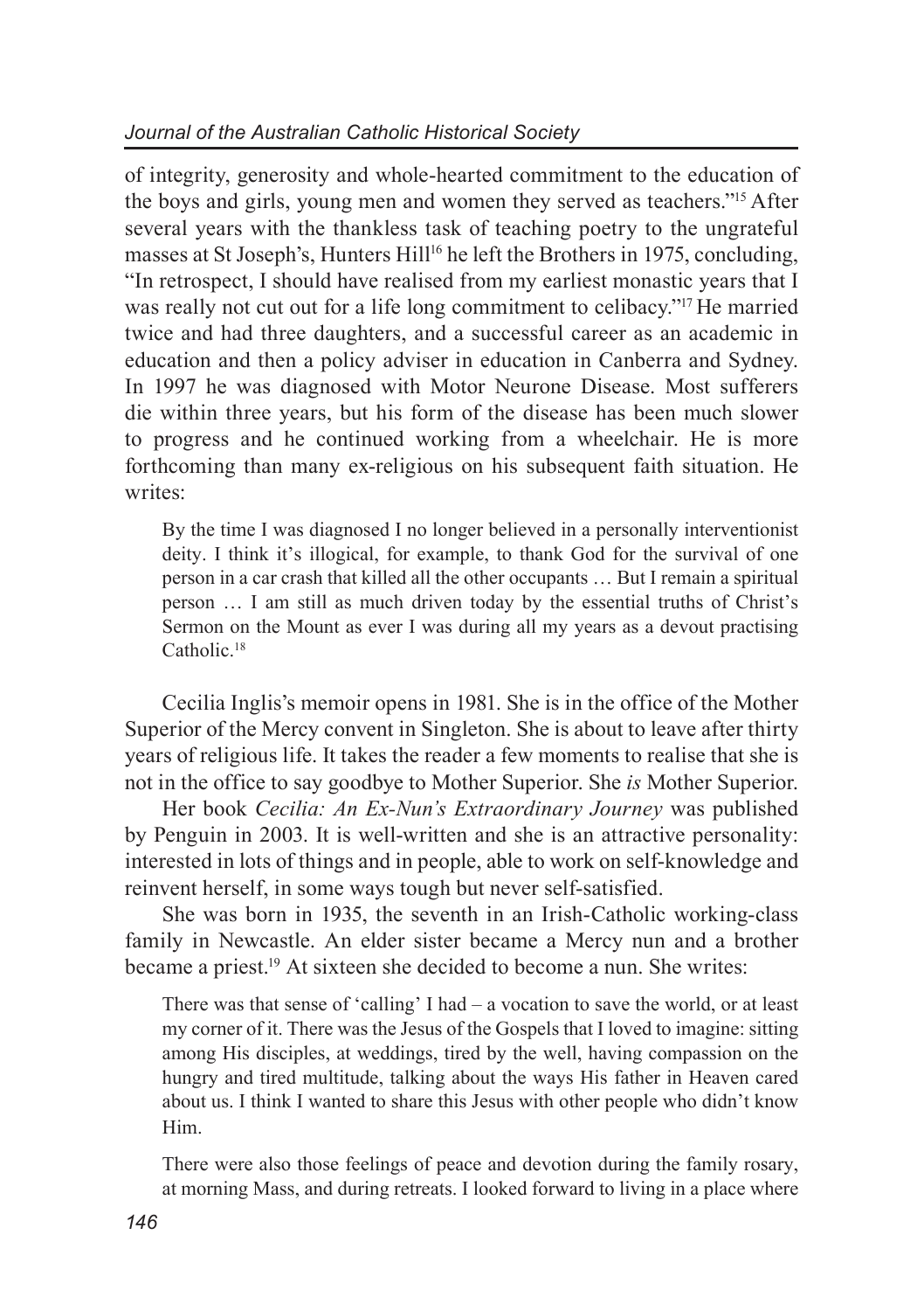of integrity, generosity and whole-hearted commitment to the education of the boys and girls, young men and women they served as teachers."[15] After several years with the thankless task of teaching poetry to the ungrateful masses at St Joseph's, Hunters Hill[16] he left the Brothers in 1975, concluding, "In retrospect, I should have realised from my earliest monastic years that I was really not cut out for a life long commitment to celibacy."[17] He married twice and had three daughters, and a successful career as an academic in education and then a policy adviser in education in Canberra and Sydney. In 1997 he was diagnosed with Motor Neurone Disease. Most sufferers die within three years, but his form of the disease has been much slower to progress and he continued working from a wheelchair. He is more forthcoming than many ex-religious on his subsequent faith situation. He writes:

> By the time I was diagnosed I no longer believed in a personally interventionist deity. I think it's illogical, for example, to thank God for the survival of one person in a car crash that killed all the other occupants … But I remain a spiritual person … I am still as much driven today by the essential truths of Christ's Sermon on the Mount as ever I was during all my years as a devout practising Catholic.[18]

Cecilia Inglis's memoir opens in 1981. She is in the office of the Mother Superior of the Mercy convent in Singleton. She is about to leave after thirty years of religious life. It takes the reader a few moments to realise that she is not in the office to say goodbye to Mother Superior. She *is* Mother Superior.

Her book *Cecilia: An Ex-Nun's Extraordinary Journey* was published by Penguin in 2003. It is well-written and she is an attractive personality: interested in lots of things and in people, able to work on self-knowledge and reinvent herself, in some ways tough but never self-satisfied.

She was born in 1935, the seventh in an Irish-Catholic working-class family in Newcastle. An elder sister became a Mercy nun and a brother became a priest.[19] At sixteen she decided to become a nun. She writes:

> There was that sense of 'calling' I had – a vocation to save the world, or at least my corner of it. There was the Jesus of the Gospels that I loved to imagine: sitting among His disciples, at weddings, tired by the well, having compassion on the hungry and tired multitude, talking about the ways His father in Heaven cared about us. I think I wanted to share this Jesus with other people who didn't know Him.
>
> There were also those feelings of peace and devotion during the family rosary, at morning Mass, and during retreats. I looked forward to living in a place where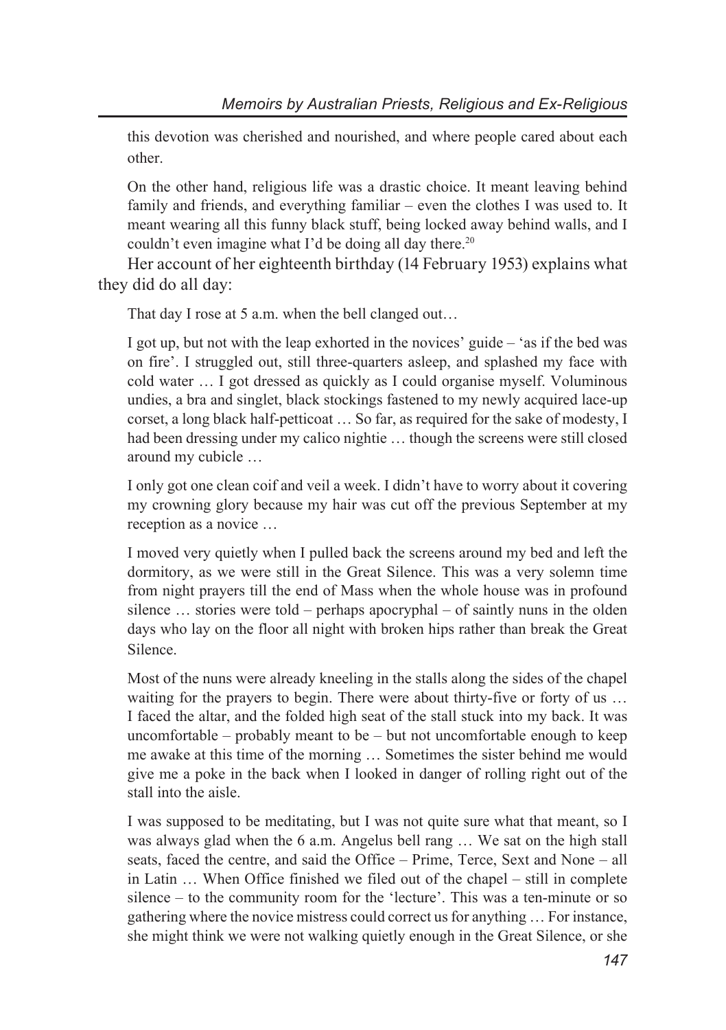this devotion was cherished and nourished, and where people cared about each other.

On the other hand, religious life was a drastic choice. It meant leaving behind family and friends, and everything familiar – even the clothes I was used to. It meant wearing all this funny black stuff, being locked away behind walls, and I couldn't even imagine what I'd be doing all day there.[20]

Her account of her eighteenth birthday (14 February 1953) explains what they did do all day:

That day I rose at 5 a.m. when the bell clanged out…

I got up, but not with the leap exhorted in the novices' guide – 'as if the bed was on fire'. I struggled out, still three-quarters asleep, and splashed my face with cold water … I got dressed as quickly as I could organise myself. Voluminous undies, a bra and singlet, black stockings fastened to my newly acquired lace-up corset, a long black half-petticoat … So far, as required for the sake of modesty, I had been dressing under my calico nightie … though the screens were still closed around my cubicle …

I only got one clean coif and veil a week. I didn't have to worry about it covering my crowning glory because my hair was cut off the previous September at my reception as a novice …

I moved very quietly when I pulled back the screens around my bed and left the dormitory, as we were still in the Great Silence. This was a very solemn time from night prayers till the end of Mass when the whole house was in profound silence … stories were told – perhaps apocryphal – of saintly nuns in the olden days who lay on the floor all night with broken hips rather than break the Great Silence.

Most of the nuns were already kneeling in the stalls along the sides of the chapel waiting for the prayers to begin. There were about thirty-five or forty of us … I faced the altar, and the folded high seat of the stall stuck into my back. It was uncomfortable – probably meant to be – but not uncomfortable enough to keep me awake at this time of the morning … Sometimes the sister behind me would give me a poke in the back when I looked in danger of rolling right out of the stall into the aisle.

I was supposed to be meditating, but I was not quite sure what that meant, so I was always glad when the 6 a.m. Angelus bell rang … We sat on the high stall seats, faced the centre, and said the Office – Prime, Terce, Sext and None – all in Latin … When Office finished we filed out of the chapel – still in complete silence – to the community room for the 'lecture'. This was a ten-minute or so gathering where the novice mistress could correct us for anything … For instance, she might think we were not walking quietly enough in the Great Silence, or she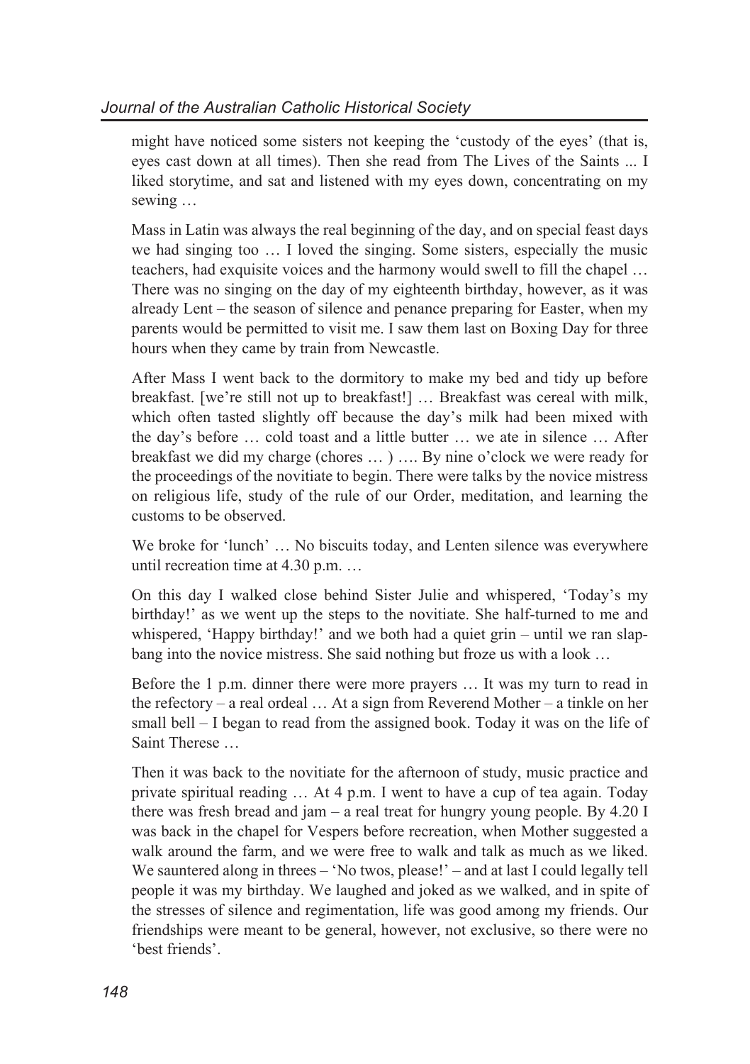might have noticed some sisters not keeping the 'custody of the eyes' (that is, eyes cast down at all times). Then she read from The Lives of the Saints ... I liked storytime, and sat and listened with my eyes down, concentrating on my sewing …

Mass in Latin was always the real beginning of the day, and on special feast days we had singing too … I loved the singing. Some sisters, especially the music teachers, had exquisite voices and the harmony would swell to fill the chapel … There was no singing on the day of my eighteenth birthday, however, as it was already Lent – the season of silence and penance preparing for Easter, when my parents would be permitted to visit me. I saw them last on Boxing Day for three hours when they came by train from Newcastle.

After Mass I went back to the dormitory to make my bed and tidy up before breakfast. [we're still not up to breakfast!] … Breakfast was cereal with milk, which often tasted slightly off because the day's milk had been mixed with the day's before … cold toast and a little butter … we ate in silence … After breakfast we did my charge (chores … ) …. By nine o'clock we were ready for the proceedings of the novitiate to begin. There were talks by the novice mistress on religious life, study of the rule of our Order, meditation, and learning the customs to be observed.

We broke for 'lunch' … No biscuits today, and Lenten silence was everywhere until recreation time at 4.30 p.m. …

On this day I walked close behind Sister Julie and whispered, 'Today's my birthday!' as we went up the steps to the novitiate. She half-turned to me and whispered, 'Happy birthday!' and we both had a quiet grin – until we ran slap-bang into the novice mistress. She said nothing but froze us with a look …

Before the 1 p.m. dinner there were more prayers … It was my turn to read in the refectory – a real ordeal … At a sign from Reverend Mother – a tinkle on her small bell – I began to read from the assigned book. Today it was on the life of Saint Therese …

Then it was back to the novitiate for the afternoon of study, music practice and private spiritual reading … At 4 p.m. I went to have a cup of tea again. Today there was fresh bread and jam – a real treat for hungry young people. By 4.20 I was back in the chapel for Vespers before recreation, when Mother suggested a walk around the farm, and we were free to walk and talk as much as we liked. We sauntered along in threes – 'No twos, please!' – and at last I could legally tell people it was my birthday. We laughed and joked as we walked, and in spite of the stresses of silence and regimentation, life was good among my friends. Our friendships were meant to be general, however, not exclusive, so there were no 'best friends'.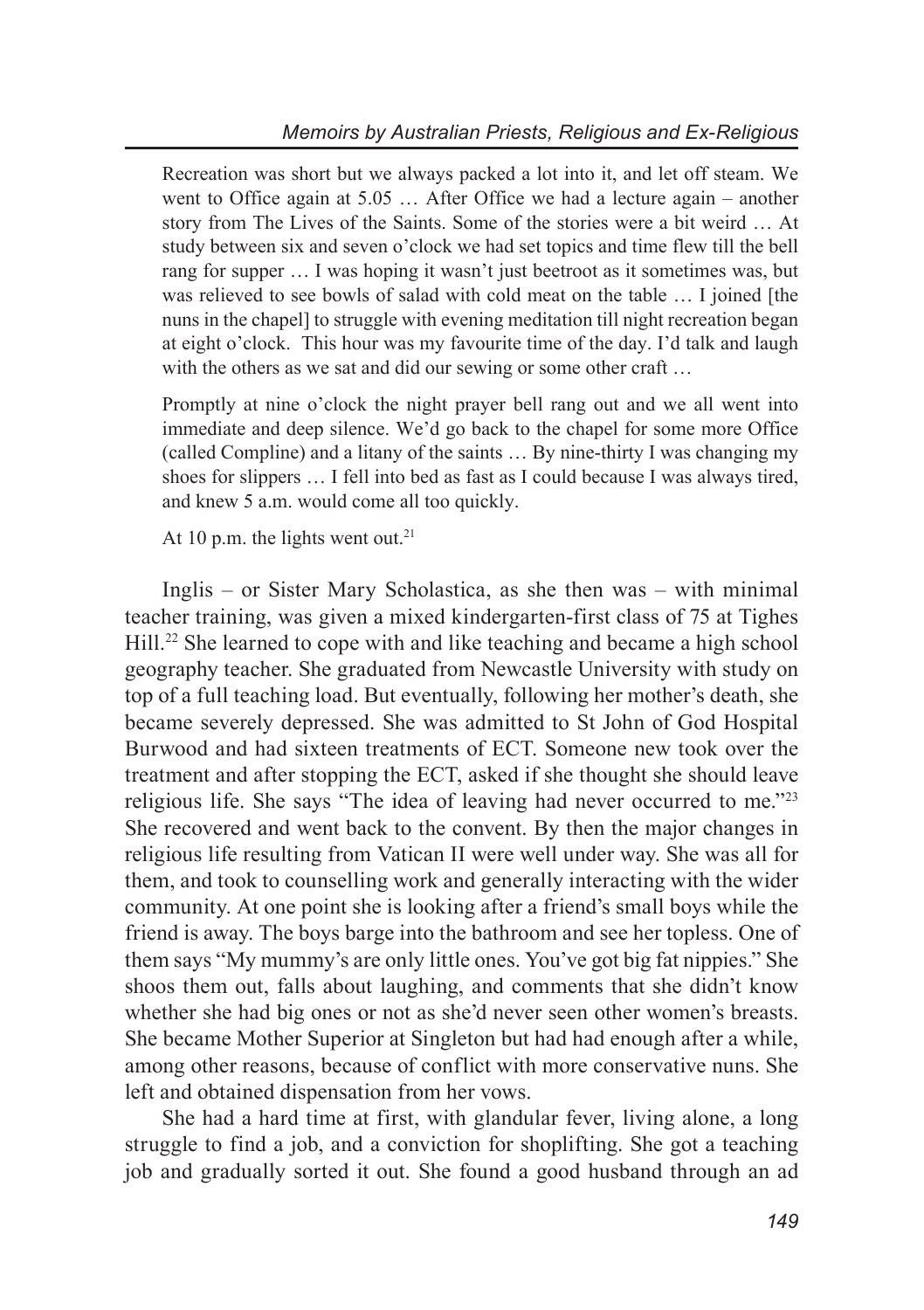> Recreation was short but we always packed a lot into it, and let off steam. We went to Office again at 5.05 … After Office we had a lecture again – another story from The Lives of the Saints. Some of the stories were a bit weird … At study between six and seven o'clock we had set topics and time flew till the bell rang for supper … I was hoping it wasn't just beetroot as it sometimes was, but was relieved to see bowls of salad with cold meat on the table … I joined [the nuns in the chapel] to struggle with evening meditation till night recreation began at eight o'clock. This hour was my favourite time of the day. I'd talk and laugh with the others as we sat and did our sewing or some other craft …
>
> Promptly at nine o'clock the night prayer bell rang out and we all went into immediate and deep silence. We'd go back to the chapel for some more Office (called Compline) and a litany of the saints … By nine-thirty I was changing my shoes for slippers … I fell into bed as fast as I could because I was always tired, and knew 5 a.m. would come all too quickly.
>
> At 10 p.m. the lights went out.[21]

Inglis – or Sister Mary Scholastica, as she then was – with minimal teacher training, was given a mixed kindergarten-first class of 75 at Tighes Hill.[22] She learned to cope with and like teaching and became a high school geography teacher. She graduated from Newcastle University with study on top of a full teaching load. But eventually, following her mother's death, she became severely depressed. She was admitted to St John of God Hospital Burwood and had sixteen treatments of ECT. Someone new took over the treatment and after stopping the ECT, asked if she thought she should leave religious life. She says "The idea of leaving had never occurred to me."[23] She recovered and went back to the convent. By then the major changes in religious life resulting from Vatican II were well under way. She was all for them, and took to counselling work and generally interacting with the wider community. At one point she is looking after a friend's small boys while the friend is away. The boys barge into the bathroom and see her topless. One of them says "My mummy's are only little ones. You've got big fat nippies." She shoos them out, falls about laughing, and comments that she didn't know whether she had big ones or not as she'd never seen other women's breasts. She became Mother Superior at Singleton but had had enough after a while, among other reasons, because of conflict with more conservative nuns. She left and obtained dispensation from her vows.

She had a hard time at first, with glandular fever, living alone, a long struggle to find a job, and a conviction for shoplifting. She got a teaching job and gradually sorted it out. She found a good husband through an ad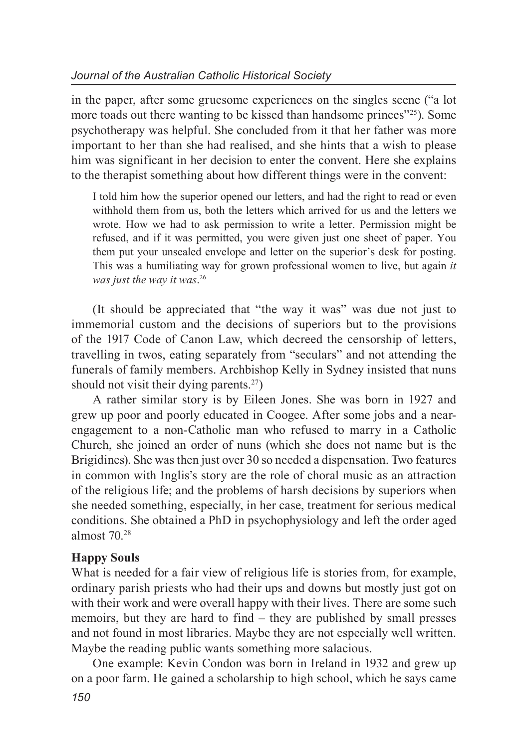in the paper, after some gruesome experiences on the singles scene ("a lot more toads out there wanting to be kissed than handsome princes"[25]). Some psychotherapy was helpful. She concluded from it that her father was more important to her than she had realised, and she hints that a wish to please him was significant in her decision to enter the convent. Here she explains to the therapist something about how different things were in the convent:

> I told him how the superior opened our letters, and had the right to read or even withhold them from us, both the letters which arrived for us and the letters we wrote. How we had to ask permission to write a letter. Permission might be refused, and if it was permitted, you were given just one sheet of paper. You them put your unsealed envelope and letter on the superior's desk for posting. This was a humiliating way for grown professional women to live, but again *it was just the way it was*.[26]

(It should be appreciated that "the way it was" was due not just to immemorial custom and the decisions of superiors but to the provisions of the 1917 Code of Canon Law, which decreed the censorship of letters, travelling in twos, eating separately from "seculars" and not attending the funerals of family members. Archbishop Kelly in Sydney insisted that nuns should not visit their dying parents.[27])

A rather similar story is by Eileen Jones. She was born in 1927 and grew up poor and poorly educated in Coogee. After some jobs and a near-engagement to a non-Catholic man who refused to marry in a Catholic Church, she joined an order of nuns (which she does not name but is the Brigidines). She was then just over 30 so needed a dispensation. Two features in common with Inglis's story are the role of choral music as an attraction of the religious life; and the problems of harsh decisions by superiors when she needed something, especially, in her case, treatment for serious medical conditions. She obtained a PhD in psychophysiology and left the order aged almost 70.[28]

**Happy Souls**

What is needed for a fair view of religious life is stories from, for example, ordinary parish priests who had their ups and downs but mostly just got on with their work and were overall happy with their lives. There are some such memoirs, but they are hard to find – they are published by small presses and not found in most libraries. Maybe they are not especially well written. Maybe the reading public wants something more salacious.

One example: Kevin Condon was born in Ireland in 1932 and grew up on a poor farm. He gained a scholarship to high school, which he says came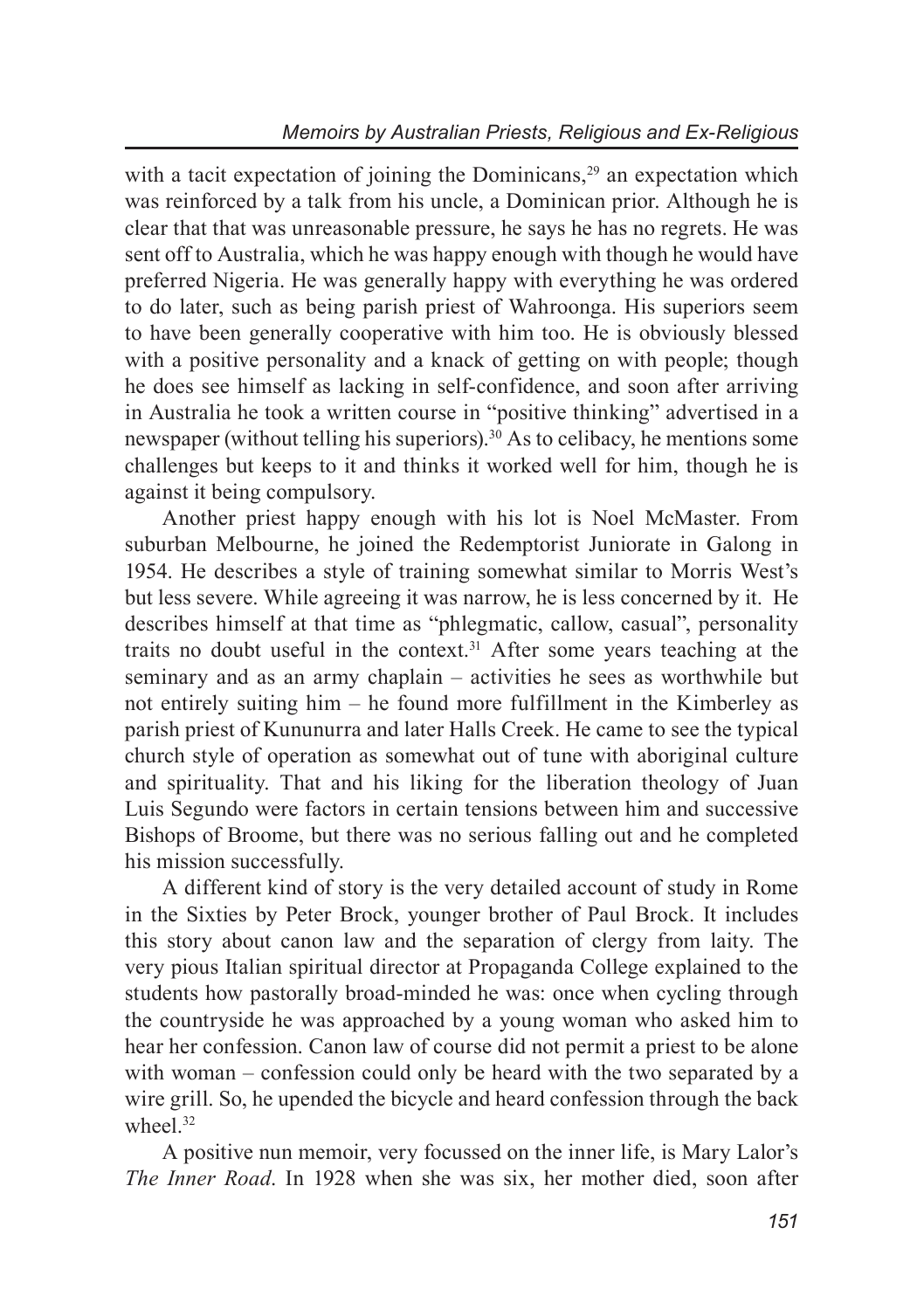with a tacit expectation of joining the Dominicans,[29] an expectation which was reinforced by a talk from his uncle, a Dominican prior. Although he is clear that that was unreasonable pressure, he says he has no regrets. He was sent off to Australia, which he was happy enough with though he would have preferred Nigeria. He was generally happy with everything he was ordered to do later, such as being parish priest of Wahroonga. His superiors seem to have been generally cooperative with him too. He is obviously blessed with a positive personality and a knack of getting on with people; though he does see himself as lacking in self-confidence, and soon after arriving in Australia he took a written course in "positive thinking" advertised in a newspaper (without telling his superiors).[30] As to celibacy, he mentions some challenges but keeps to it and thinks it worked well for him, though he is against it being compulsory.

Another priest happy enough with his lot is Noel McMaster. From suburban Melbourne, he joined the Redemptorist Juniorate in Galong in 1954. He describes a style of training somewhat similar to Morris West's but less severe. While agreeing it was narrow, he is less concerned by it. He describes himself at that time as "phlegmatic, callow, casual", personality traits no doubt useful in the context.[31] After some years teaching at the seminary and as an army chaplain – activities he sees as worthwhile but not entirely suiting him – he found more fulfillment in the Kimberley as parish priest of Kununurra and later Halls Creek. He came to see the typical church style of operation as somewhat out of tune with aboriginal culture and spirituality. That and his liking for the liberation theology of Juan Luis Segundo were factors in certain tensions between him and successive Bishops of Broome, but there was no serious falling out and he completed his mission successfully.

A different kind of story is the very detailed account of study in Rome in the Sixties by Peter Brock, younger brother of Paul Brock. It includes this story about canon law and the separation of clergy from laity. The very pious Italian spiritual director at Propaganda College explained to the students how pastorally broad-minded he was: once when cycling through the countryside he was approached by a young woman who asked him to hear her confession. Canon law of course did not permit a priest to be alone with woman – confession could only be heard with the two separated by a wire grill. So, he upended the bicycle and heard confession through the back wheel.[32]

A positive nun memoir, very focussed on the inner life, is Mary Lalor's *The Inner Road*. In 1928 when she was six, her mother died, soon after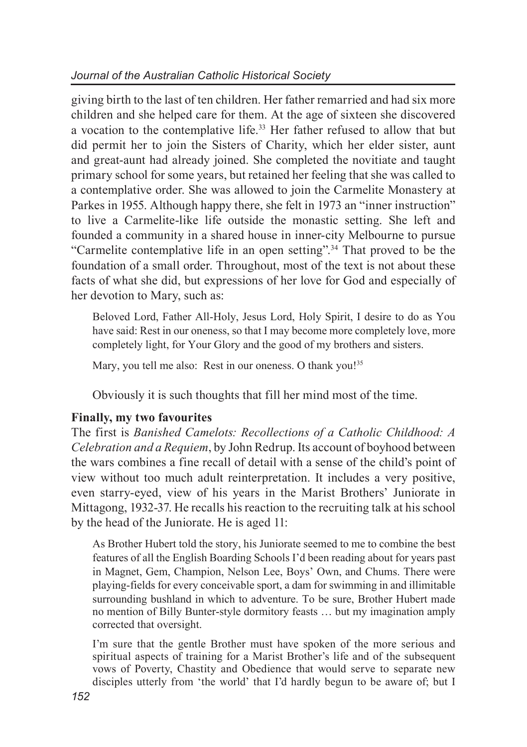giving birth to the last of ten children. Her father remarried and had six more children and she helped care for them. At the age of sixteen she discovered a vocation to the contemplative life.[33] Her father refused to allow that but did permit her to join the Sisters of Charity, which her elder sister, aunt and great-aunt had already joined. She completed the novitiate and taught primary school for some years, but retained her feeling that she was called to a contemplative order. She was allowed to join the Carmelite Monastery at Parkes in 1955. Although happy there, she felt in 1973 an "inner instruction" to live a Carmelite-like life outside the monastic setting. She left and founded a community in a shared house in inner-city Melbourne to pursue "Carmelite contemplative life in an open setting".[34] That proved to be the foundation of a small order. Throughout, most of the text is not about these facts of what she did, but expressions of her love for God and especially of her devotion to Mary, such as:

> Beloved Lord, Father All-Holy, Jesus Lord, Holy Spirit, I desire to do as You have said: Rest in our oneness, so that I may become more completely love, more completely light, for Your Glory and the good of my brothers and sisters.
>
> Mary, you tell me also: Rest in our oneness. O thank you![35]

Obviously it is such thoughts that fill her mind most of the time.

**Finally, my two favourites**

The first is *Banished Camelots: Recollections of a Catholic Childhood: A Celebration and a Requiem*, by John Redrup. Its account of boyhood between the wars combines a fine recall of detail with a sense of the child's point of view without too much adult reinterpretation. It includes a very positive, even starry-eyed, view of his years in the Marist Brothers' Juniorate in Mittagong, 1932-37. He recalls his reaction to the recruiting talk at his school by the head of the Juniorate. He is aged 11:

> As Brother Hubert told the story, his Juniorate seemed to me to combine the best features of all the English Boarding Schools I'd been reading about for years past in Magnet, Gem, Champion, Nelson Lee, Boys' Own, and Chums. There were playing-fields for every conceivable sport, a dam for swimming in and illimitable surrounding bushland in which to adventure. To be sure, Brother Hubert made no mention of Billy Bunter-style dormitory feasts … but my imagination amply corrected that oversight.
>
> I'm sure that the gentle Brother must have spoken of the more serious and spiritual aspects of training for a Marist Brother's life and of the subsequent vows of Poverty, Chastity and Obedience that would serve to separate new disciples utterly from 'the world' that I'd hardly begun to be aware of; but I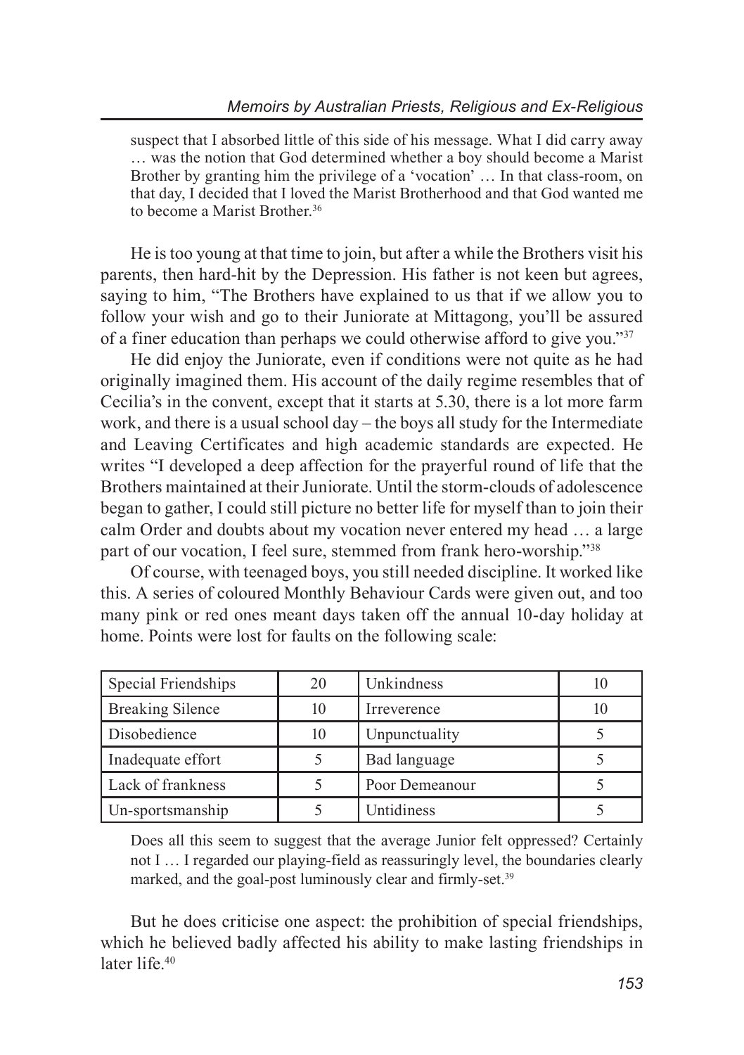suspect that I absorbed little of this side of his message. What I did carry away … was the notion that God determined whether a boy should become a Marist Brother by granting him the privilege of a 'vocation' … In that class-room, on that day, I decided that I loved the Marist Brotherhood and that God wanted me to become a Marist Brother.[36]

He is too young at that time to join, but after a while the Brothers visit his parents, then hard-hit by the Depression. His father is not keen but agrees, saying to him, "The Brothers have explained to us that if we allow you to follow your wish and go to their Juniorate at Mittagong, you'll be assured of a finer education than perhaps we could otherwise afford to give you."[37]

He did enjoy the Juniorate, even if conditions were not quite as he had originally imagined them. His account of the daily regime resembles that of Cecilia's in the convent, except that it starts at 5.30, there is a lot more farm work, and there is a usual school day – the boys all study for the Intermediate and Leaving Certificates and high academic standards are expected. He writes "I developed a deep affection for the prayerful round of life that the Brothers maintained at their Juniorate. Until the storm-clouds of adolescence began to gather, I could still picture no better life for myself than to join their calm Order and doubts about my vocation never entered my head … a large part of our vocation, I feel sure, stemmed from frank hero-worship."[38]

Of course, with teenaged boys, you still needed discipline. It worked like this. A series of coloured Monthly Behaviour Cards were given out, and too many pink or red ones meant days taken off the annual 10-day holiday at home. Points were lost for faults on the following scale:

| | | | |
|---|---|---|---|
| Special Friendships | 20 | Unkindness | 10 |
| Breaking Silence | 10 | Irreverence | 10 |
| Disobedience | 10 | Unpunctuality | 5 |
| Inadequate effort | 5 | Bad language | 5 |
| Lack of frankness | 5 | Poor Demeanour | 5 |
| Un-sportsmanship | 5 | Untidiness | 5 |

Does all this seem to suggest that the average Junior felt oppressed? Certainly not I … I regarded our playing-field as reassuringly level, the boundaries clearly marked, and the goal-post luminously clear and firmly-set.[39]

But he does criticise one aspect: the prohibition of special friendships, which he believed badly affected his ability to make lasting friendships in later life.[40]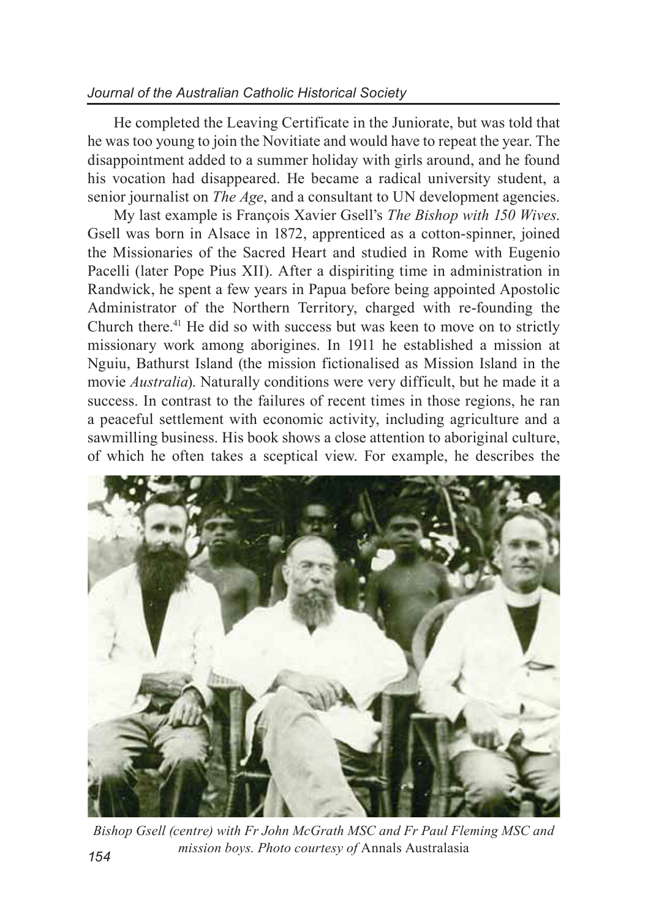He completed the Leaving Certificate in the Juniorate, but was told that he was too young to join the Novitiate and would have to repeat the year. The disappointment added to a summer holiday with girls around, and he found his vocation had disappeared. He became a radical university student, a senior journalist on *The Age*, and a consultant to UN development agencies.

My last example is François Xavier Gsell's *The Bishop with 150 Wives*. Gsell was born in Alsace in 1872, apprenticed as a cotton-spinner, joined the Missionaries of the Sacred Heart and studied in Rome with Eugenio Pacelli (later Pope Pius XII). After a dispiriting time in administration in Randwick, he spent a few years in Papua before being appointed Apostolic Administrator of the Northern Territory, charged with re-founding the Church there.[41] He did so with success but was keen to move on to strictly missionary work among aborigines. In 1911 he established a mission at Nguiu, Bathurst Island (the mission fictionalised as Mission Island in the movie *Australia*). Naturally conditions were very difficult, but he made it a success. In contrast to the failures of recent times in those regions, he ran a peaceful settlement with economic activity, including agriculture and a sawmilling business. His book shows a close attention to aboriginal culture, of which he often takes a sceptical view. For example, he describes the

*Bishop Gsell (centre) with Fr John McGrath MSC and Fr Paul Fleming MSC and mission boys. Photo courtesy of* Annals Australasia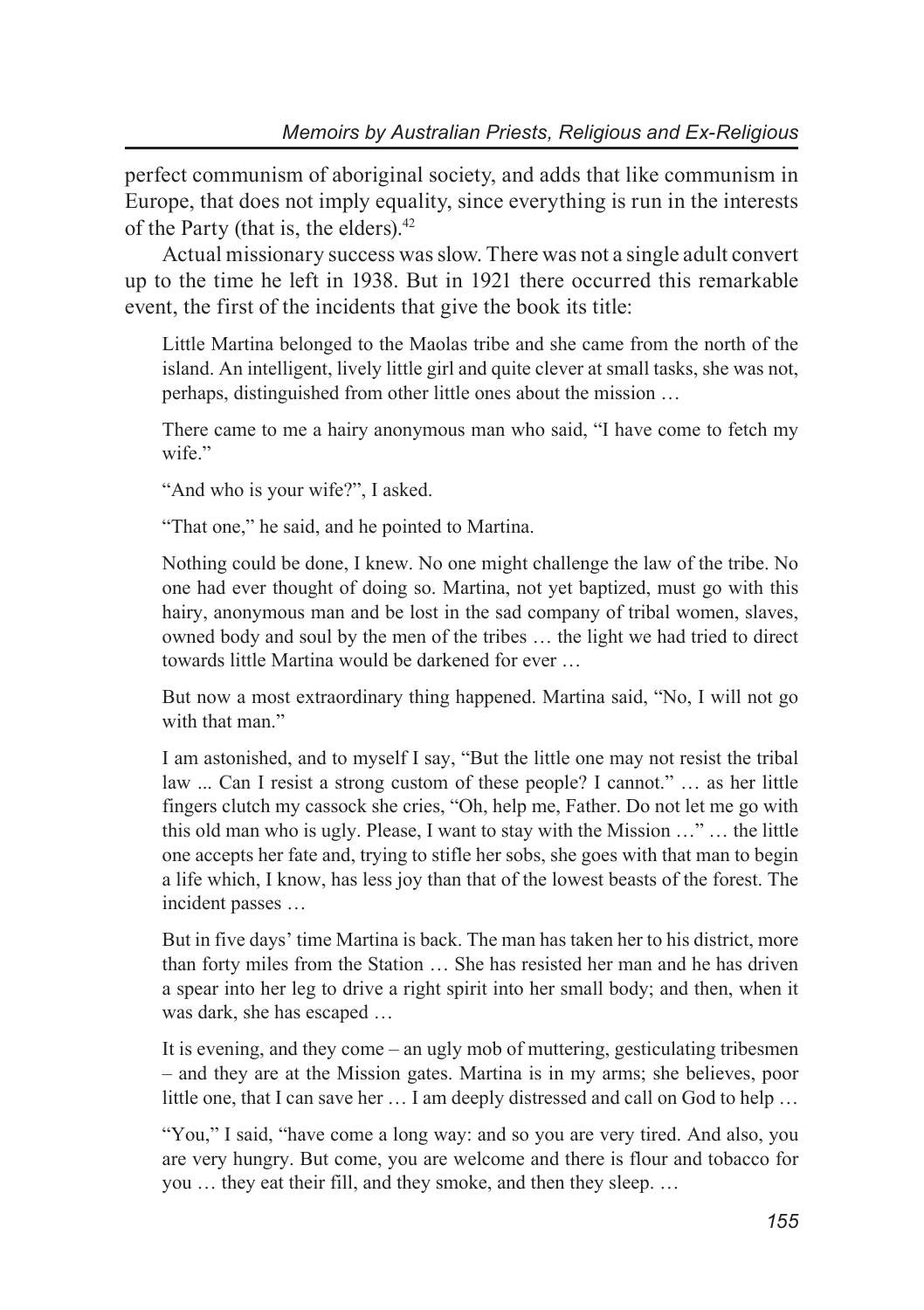perfect communism of aboriginal society, and adds that like communism in Europe, that does not imply equality, since everything is run in the interests of the Party (that is, the elders).[42]

Actual missionary success was slow. There was not a single adult convert up to the time he left in 1938. But in 1921 there occurred this remarkable event, the first of the incidents that give the book its title:

> Little Martina belonged to the Maolas tribe and she came from the north of the island. An intelligent, lively little girl and quite clever at small tasks, she was not, perhaps, distinguished from other little ones about the mission …
>
> There came to me a hairy anonymous man who said, "I have come to fetch my wife."
>
> "And who is your wife?", I asked.
>
> "That one," he said, and he pointed to Martina.
>
> Nothing could be done, I knew. No one might challenge the law of the tribe. No one had ever thought of doing so. Martina, not yet baptized, must go with this hairy, anonymous man and be lost in the sad company of tribal women, slaves, owned body and soul by the men of the tribes … the light we had tried to direct towards little Martina would be darkened for ever …
>
> But now a most extraordinary thing happened. Martina said, "No, I will not go with that man."
>
> I am astonished, and to myself I say, "But the little one may not resist the tribal law ... Can I resist a strong custom of these people? I cannot." … as her little fingers clutch my cassock she cries, "Oh, help me, Father. Do not let me go with this old man who is ugly. Please, I want to stay with the Mission …" … the little one accepts her fate and, trying to stifle her sobs, she goes with that man to begin a life which, I know, has less joy than that of the lowest beasts of the forest. The incident passes …
>
> But in five days' time Martina is back. The man has taken her to his district, more than forty miles from the Station … She has resisted her man and he has driven a spear into her leg to drive a right spirit into her small body; and then, when it was dark, she has escaped …
>
> It is evening, and they come – an ugly mob of muttering, gesticulating tribesmen – and they are at the Mission gates. Martina is in my arms; she believes, poor little one, that I can save her … I am deeply distressed and call on God to help …
>
> "You," I said, "have come a long way: and so you are very tired. And also, you are very hungry. But come, you are welcome and there is flour and tobacco for you … they eat their fill, and they smoke, and then they sleep. …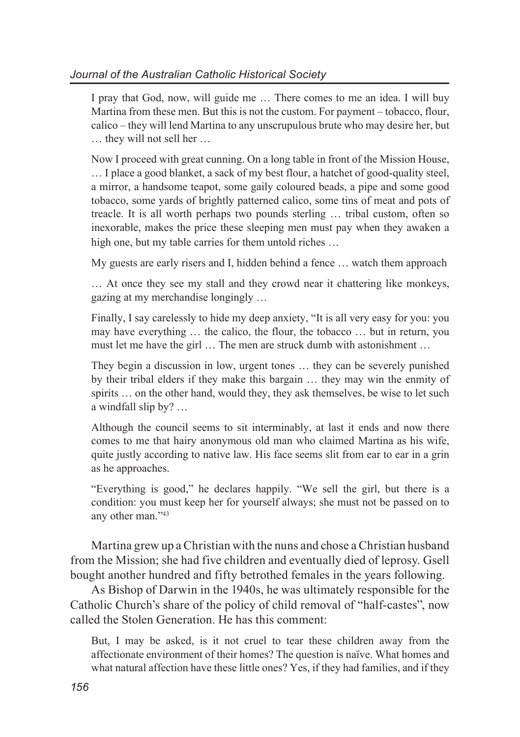I pray that God, now, will guide me … There comes to me an idea. I will buy Martina from these men. But this is not the custom. For payment – tobacco, flour, calico – they will lend Martina to any unscrupulous brute who may desire her, but … they will not sell her …

Now I proceed with great cunning. On a long table in front of the Mission House, … I place a good blanket, a sack of my best flour, a hatchet of good-quality steel, a mirror, a handsome teapot, some gaily coloured beads, a pipe and some good tobacco, some yards of brightly patterned calico, some tins of meat and pots of treacle. It is all worth perhaps two pounds sterling … tribal custom, often so inexorable, makes the price these sleeping men must pay when they awaken a high one, but my table carries for them untold riches …

My guests are early risers and I, hidden behind a fence … watch them approach

… At once they see my stall and they crowd near it chattering like monkeys, gazing at my merchandise longingly …

Finally, I say carelessly to hide my deep anxiety, "It is all very easy for you: you may have everything … the calico, the flour, the tobacco … but in return, you must let me have the girl … The men are struck dumb with astonishment …

They begin a discussion in low, urgent tones … they can be severely punished by their tribal elders if they make this bargain … they may win the enmity of spirits … on the other hand, would they, they ask themselves, be wise to let such a windfall slip by? …

Although the council seems to sit interminably, at last it ends and now there comes to me that hairy anonymous old man who claimed Martina as his wife, quite justly according to native law. His face seems slit from ear to ear in a grin as he approaches.

"Everything is good," he declares happily. "We sell the girl, but there is a condition: you must keep her for yourself always; she must not be passed on to any other man."[43]

Martina grew up a Christian with the nuns and chose a Christian husband from the Mission; she had five children and eventually died of leprosy. Gsell bought another hundred and fifty betrothed females in the years following.

As Bishop of Darwin in the 1940s, he was ultimately responsible for the Catholic Church's share of the policy of child removal of "half-castes", now called the Stolen Generation. He has this comment:

But, I may be asked, is it not cruel to tear these children away from the affectionate environment of their homes? The question is naïve. What homes and what natural affection have these little ones? Yes, if they had families, and if they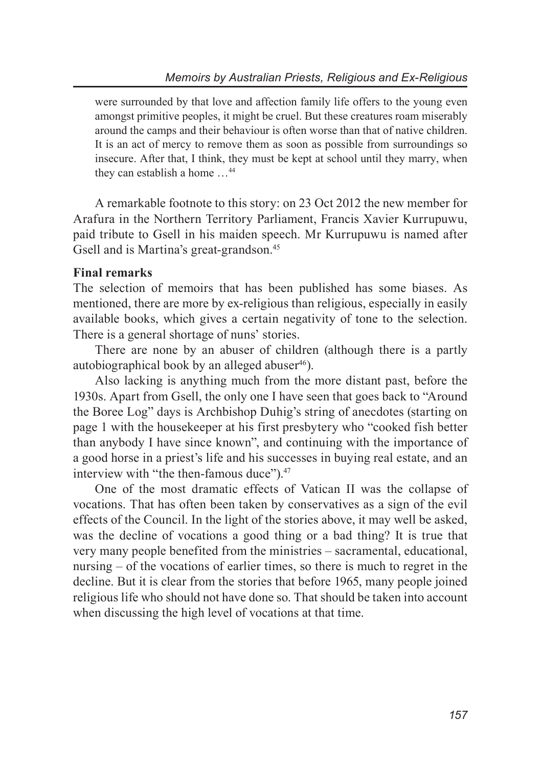were surrounded by that love and affection family life offers to the young even amongst primitive peoples, it might be cruel. But these creatures roam miserably around the camps and their behaviour is often worse than that of native children. It is an act of mercy to remove them as soon as possible from surroundings so insecure. After that, I think, they must be kept at school until they marry, when they can establish a home …[44]

A remarkable footnote to this story: on 23 Oct 2012 the new member for Arafura in the Northern Territory Parliament, Francis Xavier Kurrupuwu, paid tribute to Gsell in his maiden speech. Mr Kurrupuwu is named after Gsell and is Martina's great-grandson.[45]

**Final remarks**

The selection of memoirs that has been published has some biases. As mentioned, there are more by ex-religious than religious, especially in easily available books, which gives a certain negativity of tone to the selection. There is a general shortage of nuns' stories.

There are none by an abuser of children (although there is a partly autobiographical book by an alleged abuser[46]).

Also lacking is anything much from the more distant past, before the 1930s. Apart from Gsell, the only one I have seen that goes back to "Around the Boree Log" days is Archbishop Duhig's string of anecdotes (starting on page 1 with the housekeeper at his first presbytery who "cooked fish better than anybody I have since known", and continuing with the importance of a good horse in a priest's life and his successes in buying real estate, and an interview with "the then-famous duce").[47]

One of the most dramatic effects of Vatican II was the collapse of vocations. That has often been taken by conservatives as a sign of the evil effects of the Council. In the light of the stories above, it may well be asked, was the decline of vocations a good thing or a bad thing? It is true that very many people benefited from the ministries – sacramental, educational, nursing – of the vocations of earlier times, so there is much to regret in the decline. But it is clear from the stories that before 1965, many people joined religious life who should not have done so. That should be taken into account when discussing the high level of vocations at that time.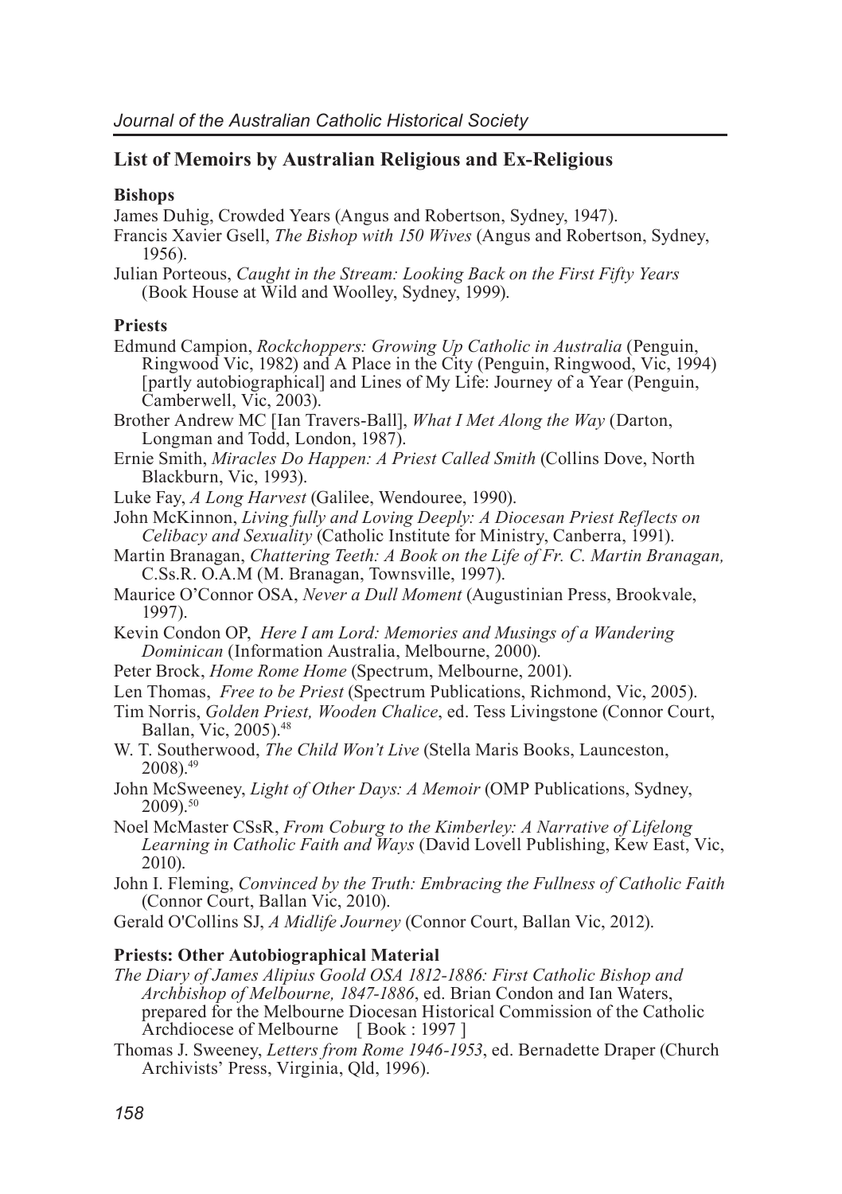## List of Memoirs by Australian Religious and Ex-Religious

### Bishops

James Duhig, Crowded Years (Angus and Robertson, Sydney, 1947).

Francis Xavier Gsell, *The Bishop with 150 Wives* (Angus and Robertson, Sydney, 1956).

Julian Porteous, *Caught in the Stream: Looking Back on the First Fifty Years* (Book House at Wild and Woolley, Sydney, 1999).

### Priests

Edmund Campion, *Rockchoppers: Growing Up Catholic in Australia* (Penguin, Ringwood Vic, 1982) and A Place in the City (Penguin, Ringwood, Vic, 1994) [partly autobiographical] and Lines of My Life: Journey of a Year (Penguin, Camberwell, Vic, 2003).

Brother Andrew MC [Ian Travers-Ball], *What I Met Along the Way* (Darton, Longman and Todd, London, 1987).

Ernie Smith, *Miracles Do Happen: A Priest Called Smith* (Collins Dove, North Blackburn, Vic, 1993).

Luke Fay, *A Long Harvest* (Galilee, Wendouree, 1990).

John McKinnon, *Living fully and Loving Deeply: A Diocesan Priest Reflects on Celibacy and Sexuality* (Catholic Institute for Ministry, Canberra, 1991).

Martin Branagan, *Chattering Teeth: A Book on the Life of Fr. C. Martin Branagan,* C.Ss.R. O.A.M (M. Branagan, Townsville, 1997).

Maurice O'Connor OSA, *Never a Dull Moment* (Augustinian Press, Brookvale, 1997).

Kevin Condon OP, *Here I am Lord: Memories and Musings of a Wandering Dominican* (Information Australia, Melbourne, 2000).

Peter Brock, *Home Rome Home* (Spectrum, Melbourne, 2001).

Len Thomas, *Free to be Priest* (Spectrum Publications, Richmond, Vic, 2005).

Tim Norris, *Golden Priest, Wooden Chalice*, ed. Tess Livingstone (Connor Court, Ballan, Vic, 2005).[48]

W. T. Southerwood, *The Child Won't Live* (Stella Maris Books, Launceston, 2008).[49]

John McSweeney, *Light of Other Days: A Memoir* (OMP Publications, Sydney, 2009).[50]

Noel McMaster CSsR, *From Coburg to the Kimberley: A Narrative of Lifelong Learning in Catholic Faith and Ways* (David Lovell Publishing, Kew East, Vic, 2010).

John I. Fleming, *Convinced by the Truth: Embracing the Fullness of Catholic Faith* (Connor Court, Ballan Vic, 2010).

Gerald O'Collins SJ, *A Midlife Journey* (Connor Court, Ballan Vic, 2012).

### Priests: Other Autobiographical Material

*The Diary of James Alipius Goold OSA 1812-1886: First Catholic Bishop and Archbishop of Melbourne, 1847-1886*, ed. Brian Condon and Ian Waters, prepared for the Melbourne Diocesan Historical Commission of the Catholic Archdiocese of Melbourne [ Book : 1997 ]

Thomas J. Sweeney, *Letters from Rome 1946-1953*, ed. Bernadette Draper (Church Archivists' Press, Virginia, Qld, 1996).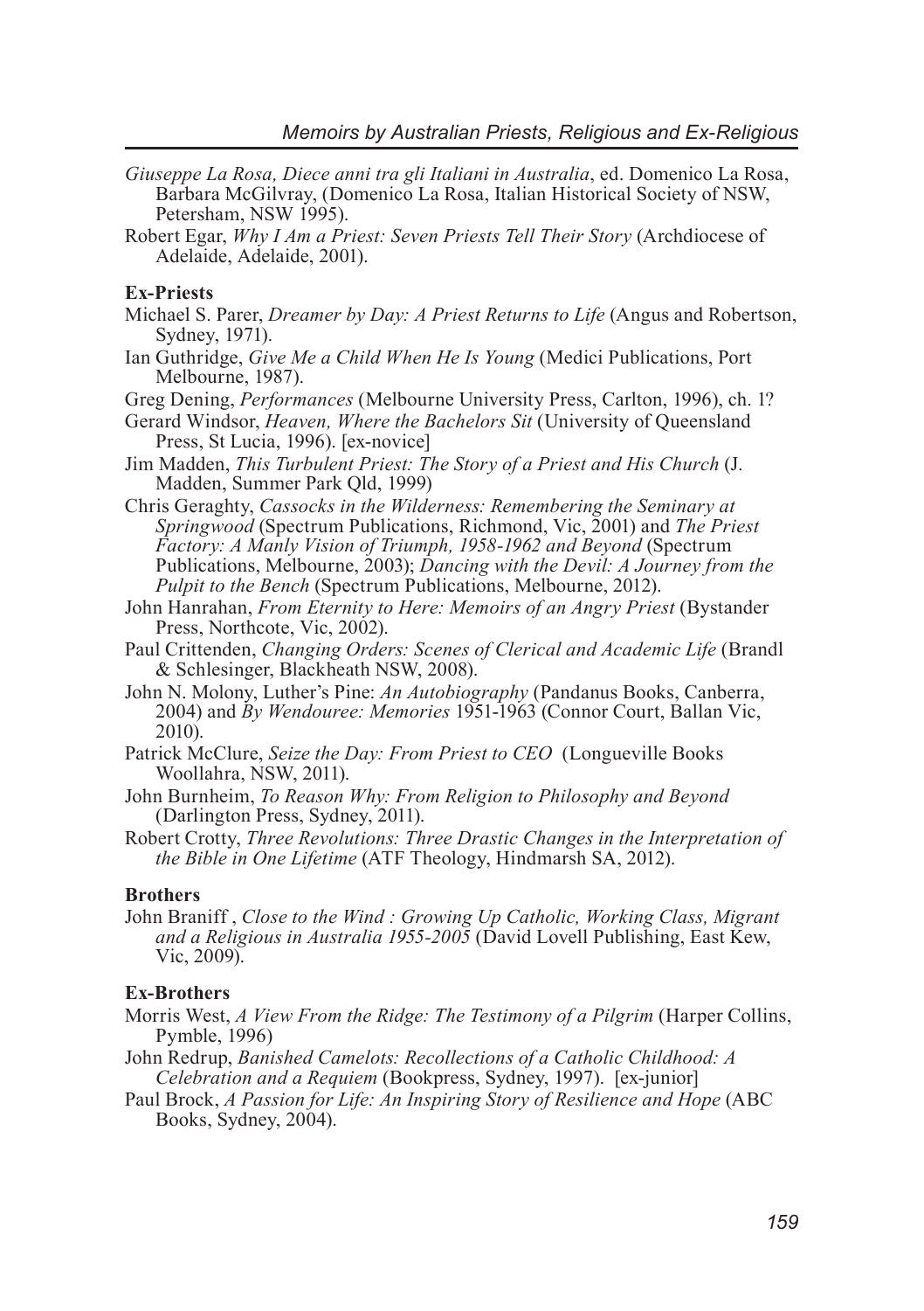*Giuseppe La Rosa, Diece anni tra gli Italiani in Australia*, ed. Domenico La Rosa, Barbara McGilvray, (Domenico La Rosa, Italian Historical Society of NSW, Petersham, NSW 1995).

Robert Egar, *Why I Am a Priest: Seven Priests Tell Their Story* (Archdiocese of Adelaide, Adelaide, 2001).

**Ex-Priests**

Michael S. Parer, *Dreamer by Day: A Priest Returns to Life* (Angus and Robertson, Sydney, 1971).

Ian Guthridge, *Give Me a Child When He Is Young* (Medici Publications, Port Melbourne, 1987).

Greg Dening, *Performances* (Melbourne University Press, Carlton, 1996), ch. 1?

Gerard Windsor, *Heaven, Where the Bachelors Sit* (University of Queensland Press, St Lucia, 1996). [ex-novice]

Jim Madden, *This Turbulent Priest: The Story of a Priest and His Church* (J. Madden, Summer Park Qld, 1999)

Chris Geraghty, *Cassocks in the Wilderness: Remembering the Seminary at Springwood* (Spectrum Publications, Richmond, Vic, 2001) and *The Priest Factory: A Manly Vision of Triumph, 1958-1962 and Beyond* (Spectrum Publications, Melbourne, 2003); *Dancing with the Devil: A Journey from the Pulpit to the Bench* (Spectrum Publications, Melbourne, 2012).

John Hanrahan, *From Eternity to Here: Memoirs of an Angry Priest* (Bystander Press, Northcote, Vic, 2002).

Paul Crittenden, *Changing Orders: Scenes of Clerical and Academic Life* (Brandl & Schlesinger, Blackheath NSW, 2008).

John N. Molony, Luther's Pine: *An Autobiography* (Pandanus Books, Canberra, 2004) and *By Wendouree: Memories* 1951-1963 (Connor Court, Ballan Vic, 2010).

Patrick McClure, *Seize the Day: From Priest to CEO* (Longueville Books Woollahra, NSW, 2011).

John Burnheim, *To Reason Why: From Religion to Philosophy and Beyond* (Darlington Press, Sydney, 2011).

Robert Crotty, *Three Revolutions: Three Drastic Changes in the Interpretation of the Bible in One Lifetime* (ATF Theology, Hindmarsh SA, 2012).

**Brothers**

John Braniff , *Close to the Wind : Growing Up Catholic, Working Class, Migrant and a Religious in Australia 1955-2005* (David Lovell Publishing, East Kew, Vic, 2009).

**Ex-Brothers**

Morris West, *A View From the Ridge: The Testimony of a Pilgrim* (Harper Collins, Pymble, 1996)

John Redrup, *Banished Camelots: Recollections of a Catholic Childhood: A Celebration and a Requiem* (Bookpress, Sydney, 1997). [ex-junior]

Paul Brock, *A Passion for Life: An Inspiring Story of Resilience and Hope* (ABC Books, Sydney, 2004).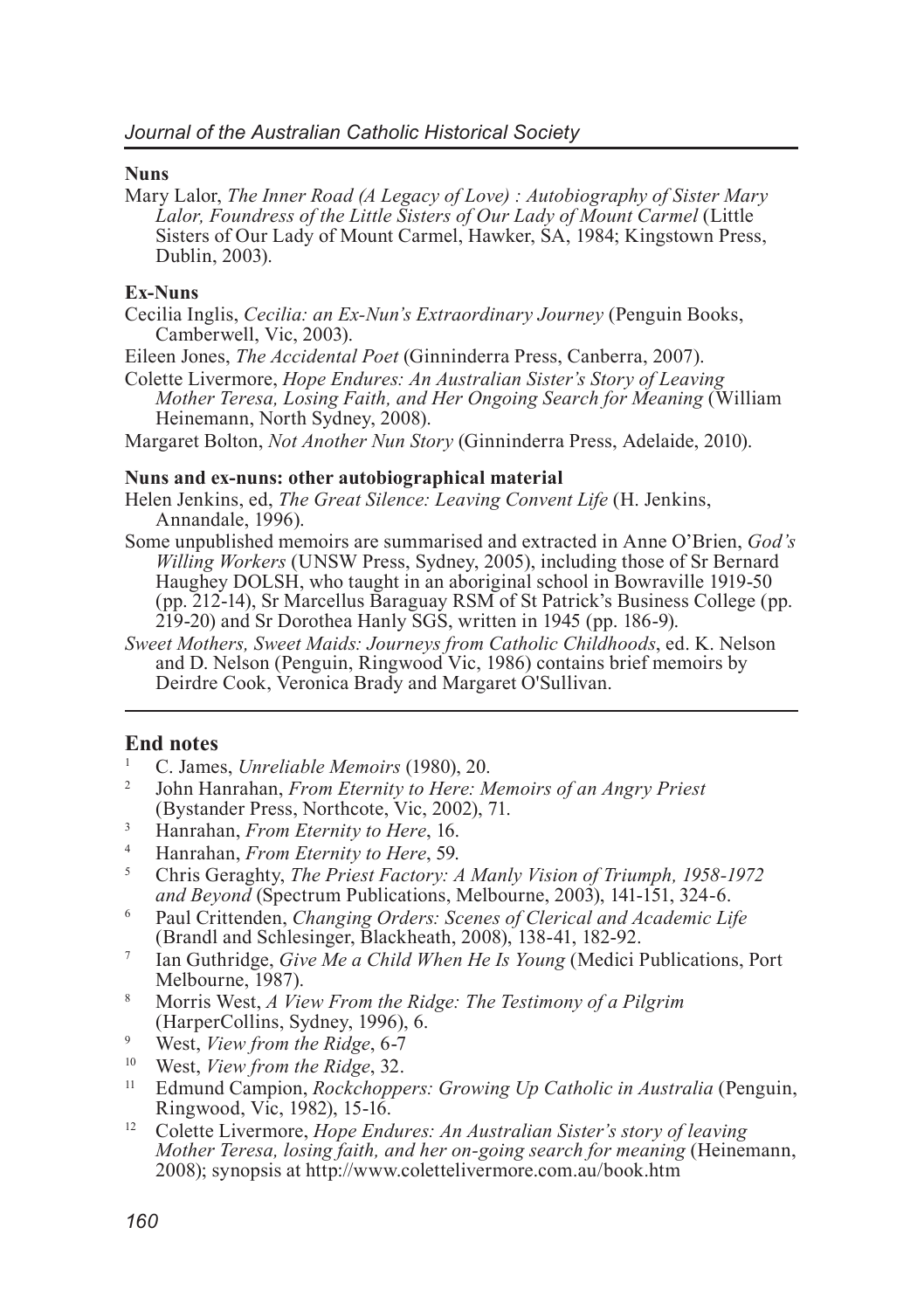**Nuns**

Mary Lalor, *The Inner Road (A Legacy of Love) : Autobiography of Sister Mary Lalor, Foundress of the Little Sisters of Our Lady of Mount Carmel* (Little Sisters of Our Lady of Mount Carmel, Hawker, SA, 1984; Kingstown Press, Dublin, 2003).

**Ex-Nuns**

Cecilia Inglis, *Cecilia: an Ex-Nun's Extraordinary Journey* (Penguin Books, Camberwell, Vic, 2003).

Eileen Jones, *The Accidental Poet* (Ginninderra Press, Canberra, 2007).

Colette Livermore, *Hope Endures: An Australian Sister's Story of Leaving Mother Teresa, Losing Faith, and Her Ongoing Search for Meaning* (William Heinemann, North Sydney, 2008).

Margaret Bolton, *Not Another Nun Story* (Ginninderra Press, Adelaide, 2010).

**Nuns and ex-nuns: other autobiographical material**

Helen Jenkins, ed, *The Great Silence: Leaving Convent Life* (H. Jenkins, Annandale, 1996).

Some unpublished memoirs are summarised and extracted in Anne O'Brien, *God's Willing Workers* (UNSW Press, Sydney, 2005), including those of Sr Bernard Haughey DOLSH, who taught in an aboriginal school in Bowraville 1919-50 (pp. 212-14), Sr Marcellus Baraguay RSM of St Patrick's Business College (pp. 219-20) and Sr Dorothea Hanly SGS, written in 1945 (pp. 186-9).

*Sweet Mothers, Sweet Maids: Journeys from Catholic Childhoods*, ed. K. Nelson and D. Nelson (Penguin, Ringwood Vic, 1986) contains brief memoirs by Deirdre Cook, Veronica Brady and Margaret O'Sullivan.

## End notes

1. C. James, *Unreliable Memoirs* (1980), 20.
2. John Hanrahan, *From Eternity to Here: Memoirs of an Angry Priest* (Bystander Press, Northcote, Vic, 2002), 71.
3. Hanrahan, *From Eternity to Here*, 16.
4. Hanrahan, *From Eternity to Here*, 59.
5. Chris Geraghty, *The Priest Factory: A Manly Vision of Triumph, 1958-1972 and Beyond* (Spectrum Publications, Melbourne, 2003), 141-151, 324-6.
6. Paul Crittenden, *Changing Orders: Scenes of Clerical and Academic Life* (Brandl and Schlesinger, Blackheath, 2008), 138-41, 182-92.
7. Ian Guthridge, *Give Me a Child When He Is Young* (Medici Publications, Port Melbourne, 1987).
8. Morris West, *A View From the Ridge: The Testimony of a Pilgrim* (HarperCollins, Sydney, 1996), 6.
9. West, *View from the Ridge*, 6-7
10. West, *View from the Ridge*, 32.
11. Edmund Campion, *Rockchoppers: Growing Up Catholic in Australia* (Penguin, Ringwood, Vic, 1982), 15-16.
12. Colette Livermore, *Hope Endures: An Australian Sister's story of leaving Mother Teresa, losing faith, and her on-going search for meaning* (Heinemann, 2008); synopsis at http://www.colettelivermore.com.au/book.htm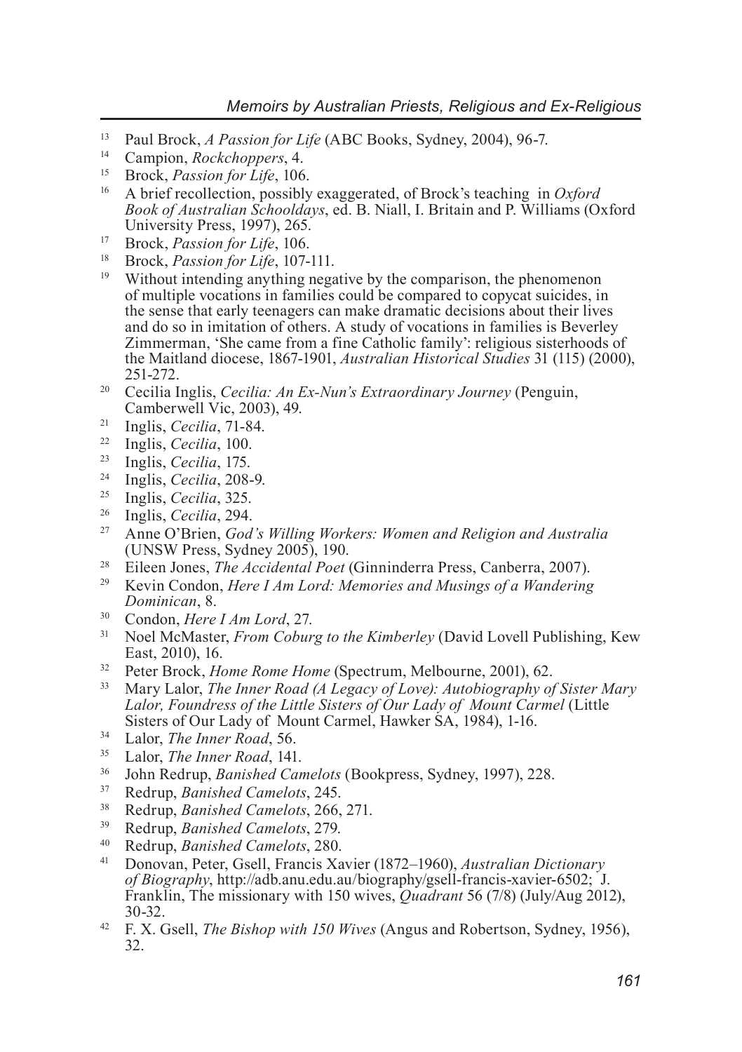13 Paul Brock, *A Passion for Life* (ABC Books, Sydney, 2004), 96-7.

14 Campion, *Rockchoppers*, 4.

15 Brock, *Passion for Life*, 106.

16 A brief recollection, possibly exaggerated, of Brock's teaching in *Oxford Book of Australian Schooldays*, ed. B. Niall, I. Britain and P. Williams (Oxford University Press, 1997), 265.

17 Brock, *Passion for Life*, 106.

18 Brock, *Passion for Life*, 107-111.

19 Without intending anything negative by the comparison, the phenomenon of multiple vocations in families could be compared to copycat suicides, in the sense that early teenagers can make dramatic decisions about their lives and do so in imitation of others. A study of vocations in families is Beverley Zimmerman, 'She came from a fine Catholic family': religious sisterhoods of the Maitland diocese, 1867-1901, *Australian Historical Studies* 31 (115) (2000), 251-272.

20 Cecilia Inglis, *Cecilia: An Ex-Nun's Extraordinary Journey* (Penguin, Camberwell Vic, 2003), 49.

21 Inglis, *Cecilia*, 71-84.

22 Inglis, *Cecilia*, 100.

23 Inglis, *Cecilia*, 175.

24 Inglis, *Cecilia*, 208-9.

25 Inglis, *Cecilia*, 325.

26 Inglis, *Cecilia*, 294.

27 Anne O'Brien, *God's Willing Workers: Women and Religion and Australia* (UNSW Press, Sydney 2005), 190.

28 Eileen Jones, *The Accidental Poet* (Ginninderra Press, Canberra, 2007).

29 Kevin Condon, *Here I Am Lord: Memories and Musings of a Wandering Dominican*, 8.

30 Condon, *Here I Am Lord*, 27.

31 Noel McMaster, *From Coburg to the Kimberley* (David Lovell Publishing, Kew East, 2010), 16.

32 Peter Brock, *Home Rome Home* (Spectrum, Melbourne, 2001), 62.

33 Mary Lalor, *The Inner Road (A Legacy of Love): Autobiography of Sister Mary Lalor, Foundress of the Little Sisters of Our Lady of Mount Carmel* (Little Sisters of Our Lady of Mount Carmel, Hawker SA, 1984), 1-16.

34 Lalor, *The Inner Road*, 56.

35 Lalor, *The Inner Road*, 141.

36 John Redrup, *Banished Camelots* (Bookpress, Sydney, 1997), 228.

37 Redrup, *Banished Camelots*, 245.

38 Redrup, *Banished Camelots*, 266, 271.

39 Redrup, *Banished Camelots*, 279.

40 Redrup, *Banished Camelots*, 280.

41 Donovan, Peter, Gsell, Francis Xavier (1872–1960), *Australian Dictionary of Biography*, http://adb.anu.edu.au/biography/gsell-francis-xavier-6502; J. Franklin, The missionary with 150 wives, *Quadrant* 56 (7/8) (July/Aug 2012), 30-32.

42 F. X. Gsell, *The Bishop with 150 Wives* (Angus and Robertson, Sydney, 1956), 32.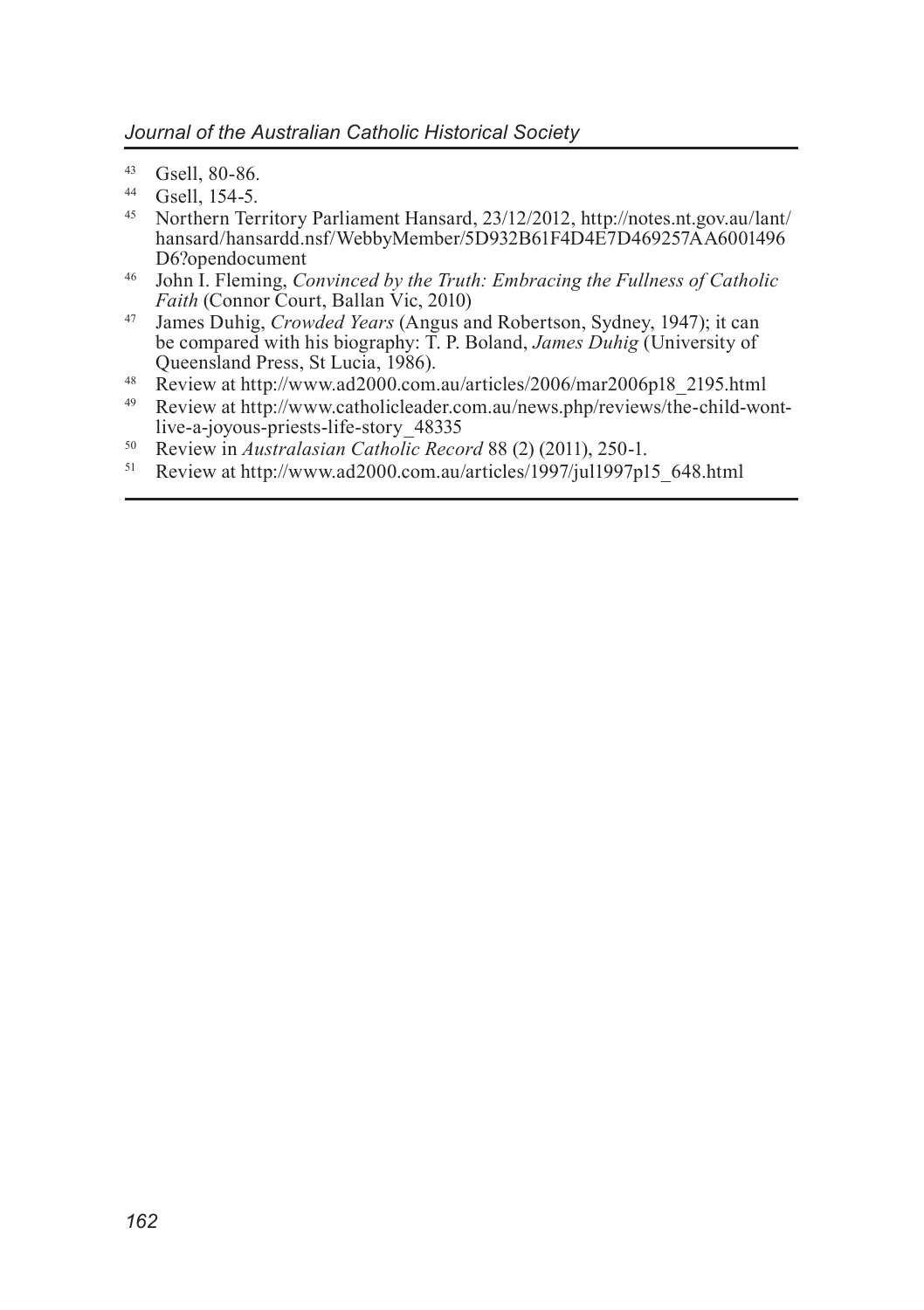43 Gsell, 80-86.

44 Gsell, 154-5.

45 Northern Territory Parliament Hansard, 23/12/2012, http://notes.nt.gov.au/lant/hansard/hansardd.nsf/WebbyMember/5D932B61F4D4E7D469257AA6001496D6?opendocument

46 John I. Fleming, *Convinced by the Truth: Embracing the Fullness of Catholic Faith* (Connor Court, Ballan Vic, 2010)

47 James Duhig, *Crowded Years* (Angus and Robertson, Sydney, 1947); it can be compared with his biography: T. P. Boland, *James Duhig* (University of Queensland Press, St Lucia, 1986).

48 Review at http://www.ad2000.com.au/articles/2006/mar2006p18_2195.html

49 Review at http://www.catholicleader.com.au/news.php/reviews/the-child-wont-live-a-joyous-priests-life-story_48335

50 Review in *Australasian Catholic Record* 88 (2) (2011), 250-1.

51 Review at http://www.ad2000.com.au/articles/1997/jul1997p15_648.html